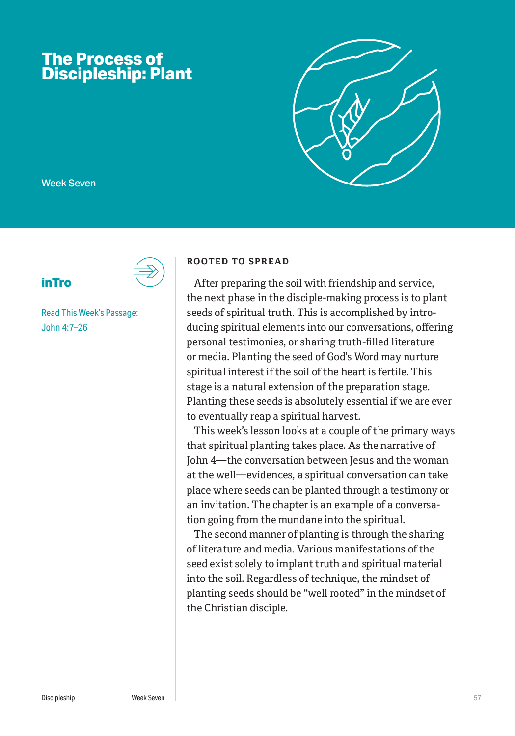# The Process of Discipleship: Plant

Week Seven

## inTro

Read This Week's Passage: John 4:7–26

### ROOTED TO SPREAD

After preparing the soil with friendship and service, the next phase in the disciple-making process is to plant seeds of spiritual truth. This is accomplished by introducing spiritual elements into our conversations, offering personal testimonies, or sharing truth-filled literature or media. Planting the seed of God's Word may nurture spiritual interest if the soil of the heart is fertile. This stage is a natural extension of the preparation stage. Planting these seeds is absolutely essential if we are ever to eventually reap a spiritual harvest.

This week's lesson looks at a couple of the primary ways that spiritual planting takes place. As the narrative of John 4—the conversation between Jesus and the woman at the well—evidences, a spiritual conversation can take place where seeds can be planted through a testimony or an invitation. The chapter is an example of a conversation going from the mundane into the spiritual.

The second manner of planting is through the sharing of literature and media. Various manifestations of the seed exist solely to implant truth and spiritual material into the soil. Regardless of technique, the mindset of planting seeds should be "well rooted" in the mindset of the Christian disciple.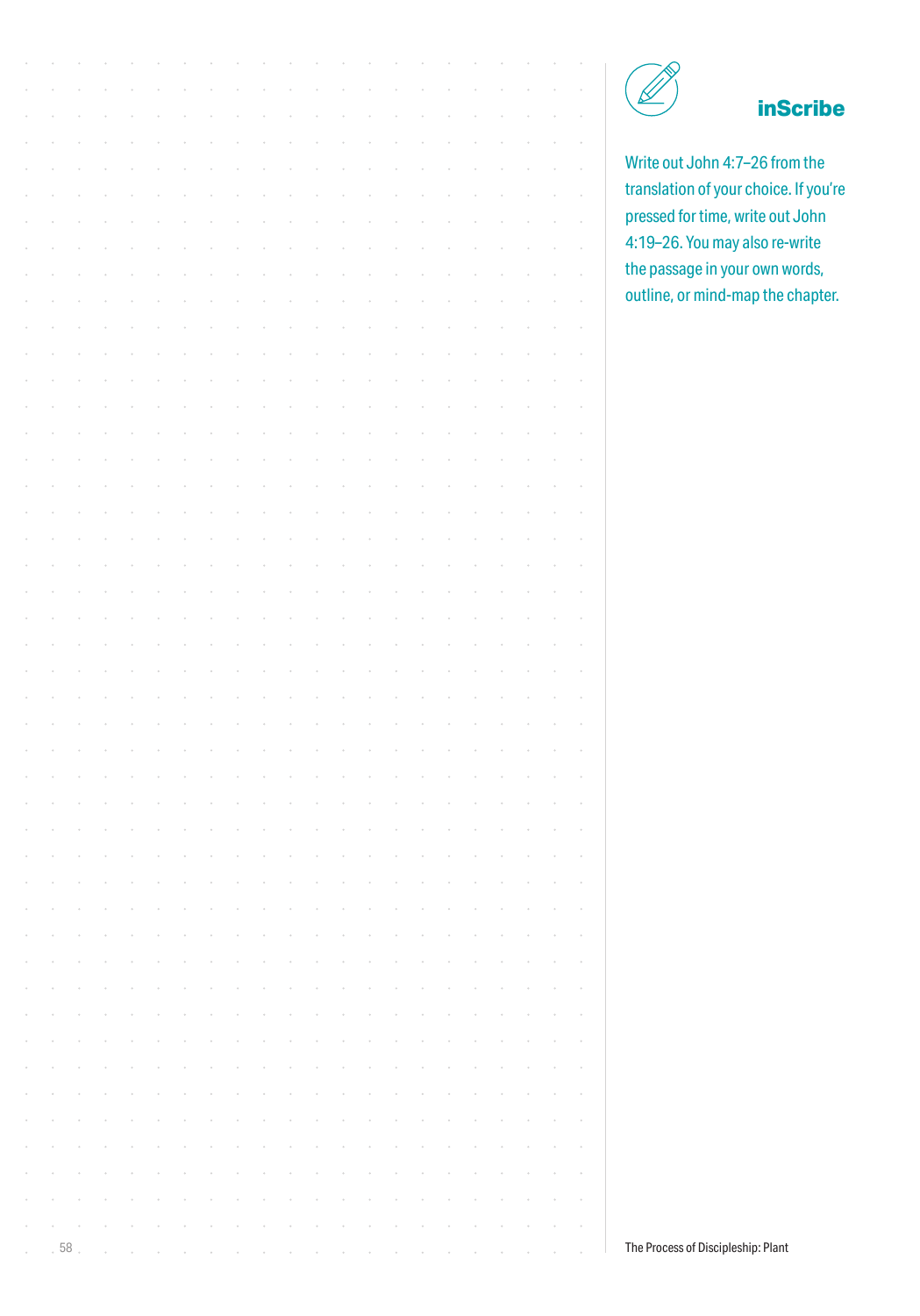## inScribe

Write out John 4:7–26 from the translation of your choice. If you're pressed for time, write out John 4:19–26. You may also re-write the passage in your own words, outline, or mind-map the chapter.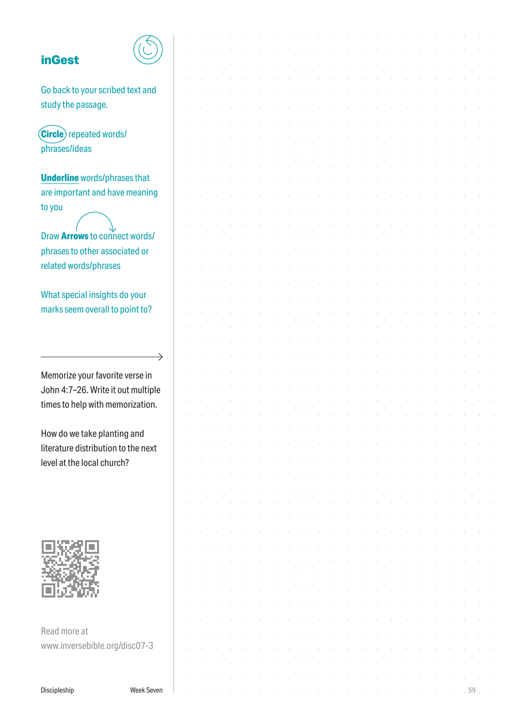## inGest

Go back to your scribed text and study the passage.

**Circle** repeated words/phrases/ideas

**Underline** words/phrases that are important and have meaning to you

Draw **Arrows** to connect words/phrases to other associated or related words/phrases

What special insights do your marks seem overall to point to?

Memorize your favorite verse in John 4:7–26. Write it out multiple times to help with memorization.

How do we take planting and literature distribution to the next level at the local church?

Read more at www.inversebible.org/disc07-3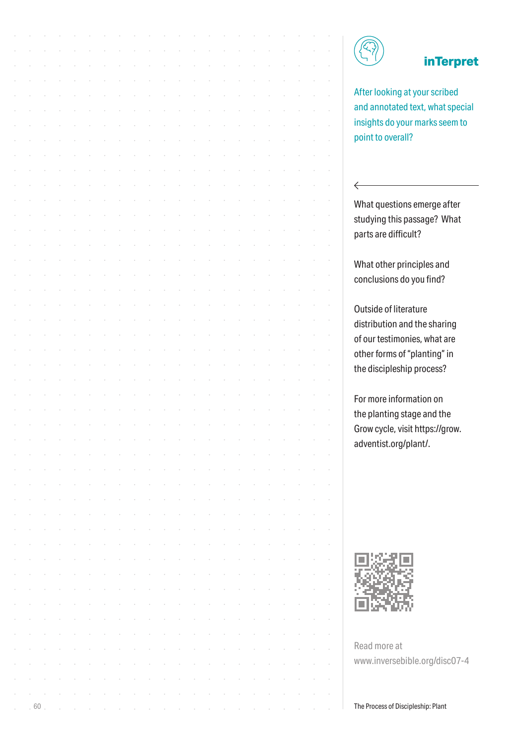## inTerpret

After looking at your scribed and annotated text, what special insights do your marks seem to point to overall?

What questions emerge after studying this passage? What parts are difficult?

What other principles and conclusions do you find?

Outside of literature distribution and the sharing of our testimonies, what are other forms of "planting" in the discipleship process?

For more information on the planting stage and the Grow cycle, visit https://grow.adventist.org/plant/.

Read more at www.inversebible.org/disc07-4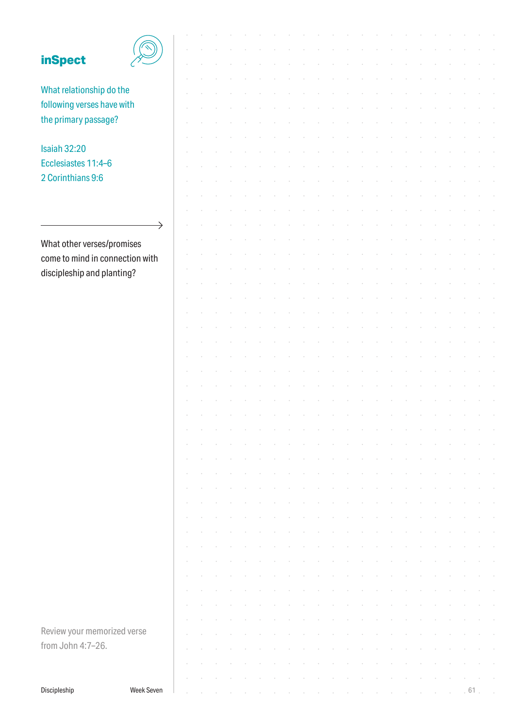## inSpect

What relationship do the following verses have with the primary passage?

Isaiah 32:20
Ecclesiastes 11:4–6
2 Corinthians 9:6

What other verses/promises come to mind in connection with discipleship and planting?

Review your memorized verse from John 4:7–26.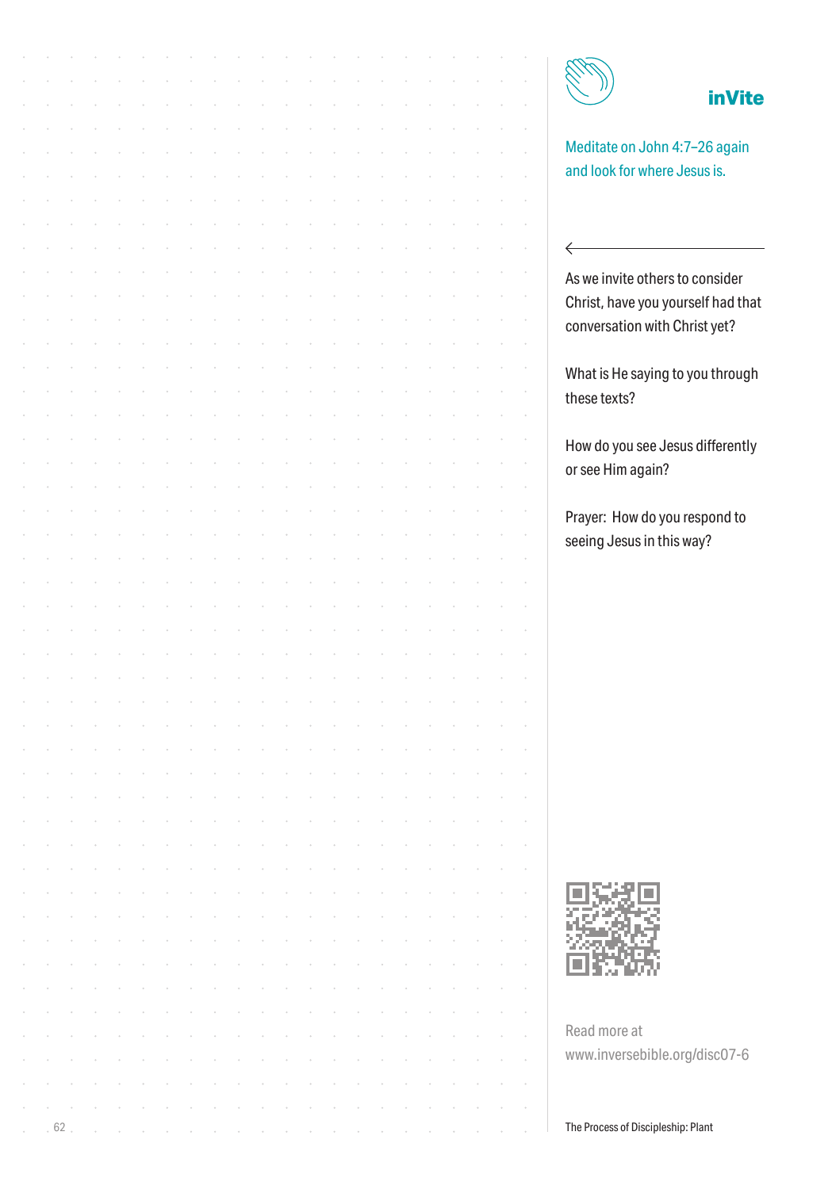## inVite

Meditate on John 4:7–26 again and look for where Jesus is.

As we invite others to consider Christ, have you yourself had that conversation with Christ yet?

What is He saying to you through these texts?

How do you see Jesus differently or see Him again?

Prayer: How do you respond to seeing Jesus in this way?

Read more at www.inversebible.org/disc07-6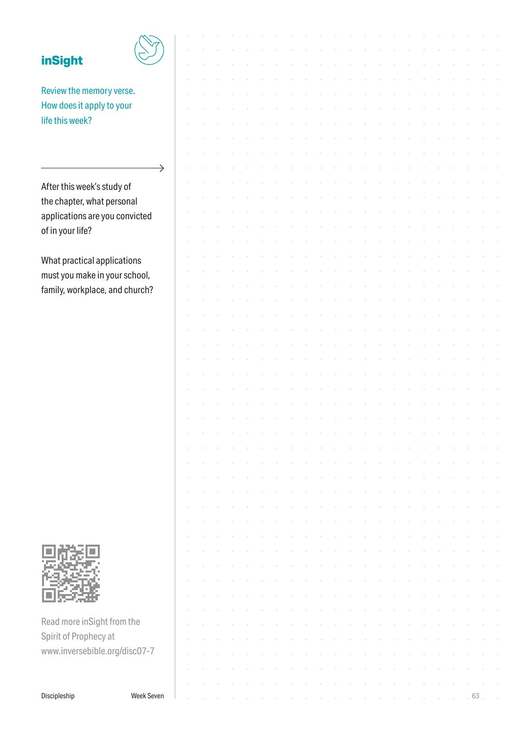## inSight

Review the memory verse. How does it apply to your life this week?

After this week's study of the chapter, what personal applications are you convicted of in your life?

What practical applications must you make in your school, family, workplace, and church?

Read more inSight from the Spirit of Prophecy at www.inversebible.org/disc07-7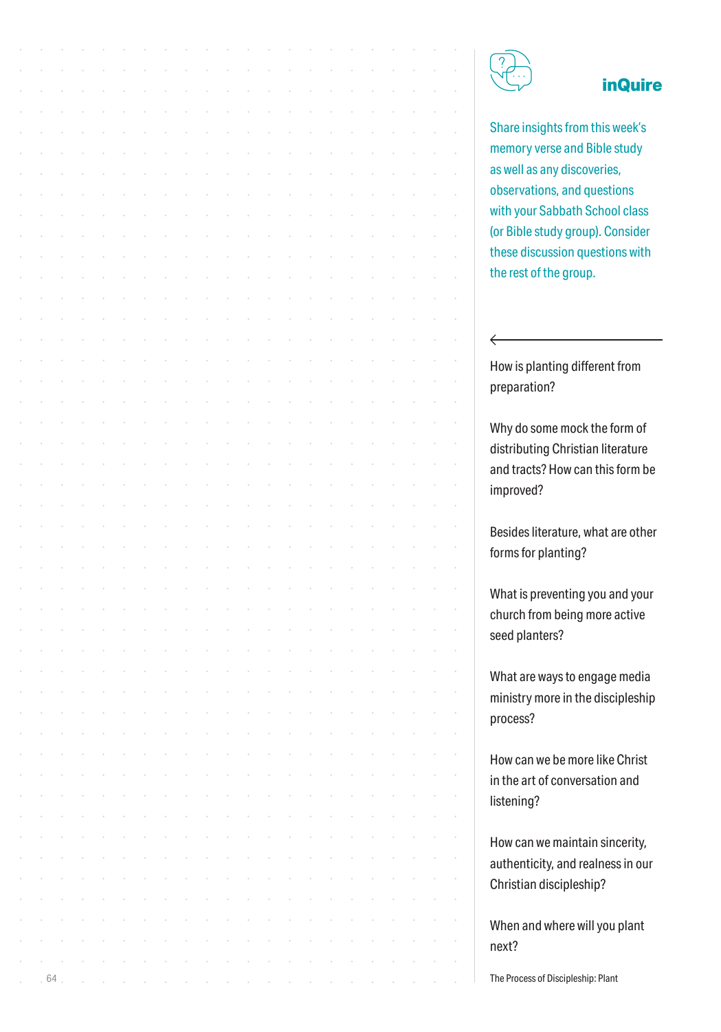## inQuire

Share insights from this week's memory verse and Bible study as well as any discoveries, observations, and questions with your Sabbath School class (or Bible study group). Consider these discussion questions with the rest of the group.

How is planting different from preparation?

Why do some mock the form of distributing Christian literature and tracts? How can this form be improved?

Besides literature, what are other forms for planting?

What is preventing you and your church from being more active seed planters?

What are ways to engage media ministry more in the discipleship process?

How can we be more like Christ in the art of conversation and listening?

How can we maintain sincerity, authenticity, and realness in our Christian discipleship?

When and where will you plant next?